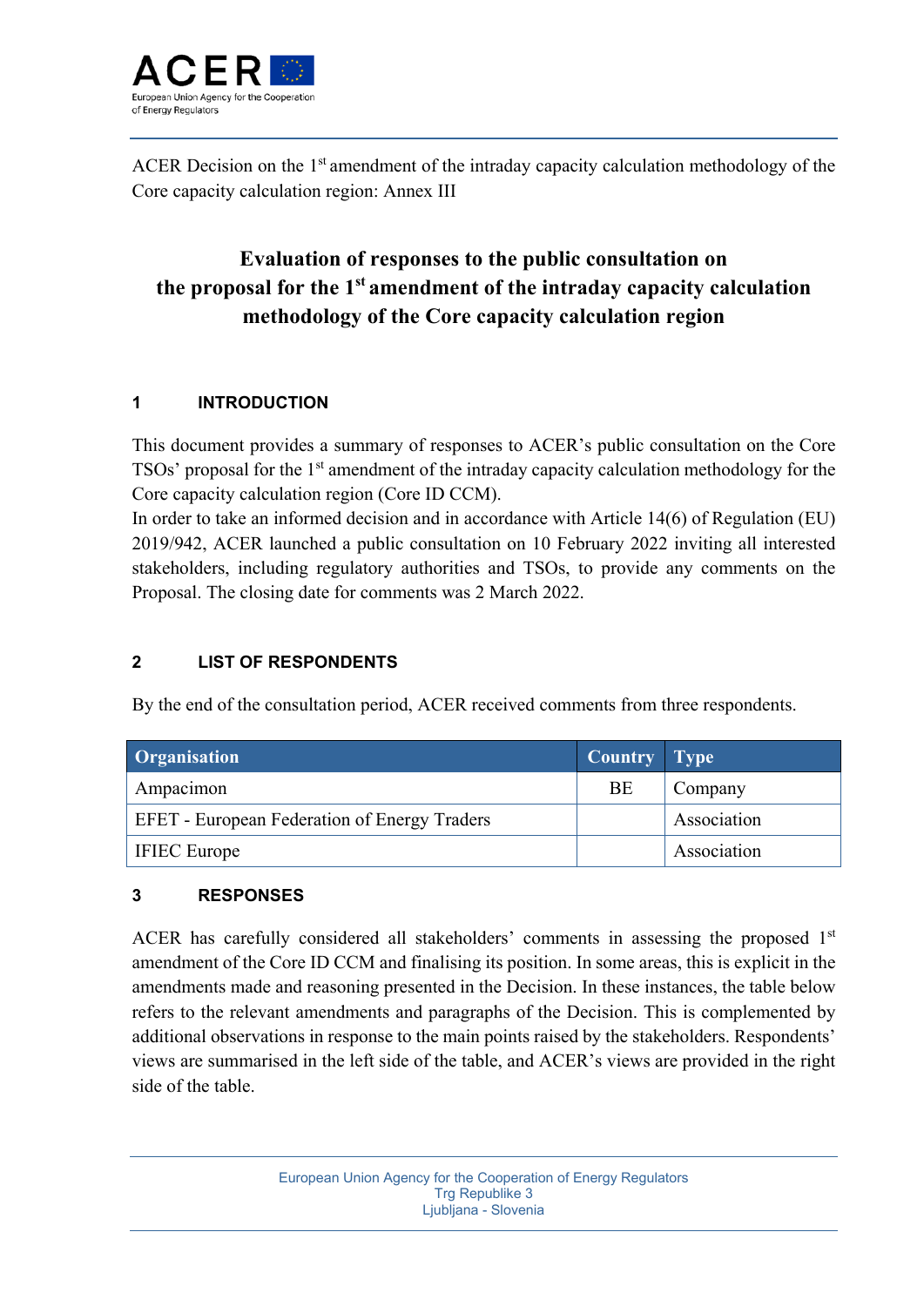ACER Decision on the 1st amendment of the intraday capacity calculation methodology of the Core capacity calculation region: Annex III

# Evaluation of responses to the public consultation on the proposal for the 1st amendment of the intraday capacity calculation methodology of the Core capacity calculation region

## 1 INTRODUCTION

This document provides a summary of responses to ACER's public consultation on the Core TSOs' proposal for the 1st amendment of the intraday capacity calculation methodology for the Core capacity calculation region (Core ID CCM).

In order to take an informed decision and in accordance with Article 14(6) of Regulation (EU) 2019/942, ACER launched a public consultation on 10 February 2022 inviting all interested stakeholders, including regulatory authorities and TSOs, to provide any comments on the Proposal. The closing date for comments was 2 March 2022.

## 2 LIST OF RESPONDENTS

By the end of the consultation period, ACER received comments from three respondents.

| Organisation | Country | Type |
| --- | --- | --- |
| Ampacimon | BE | Company |
| EFET - European Federation of Energy Traders | | Association |
| IFIEC Europe | | Association |

## 3 RESPONSES

ACER has carefully considered all stakeholders' comments in assessing the proposed 1st amendment of the Core ID CCM and finalising its position. In some areas, this is explicit in the amendments made and reasoning presented in the Decision. In these instances, the table below refers to the relevant amendments and paragraphs of the Decision. This is complemented by additional observations in response to the main points raised by the stakeholders. Respondents' views are summarised in the left side of the table, and ACER's views are provided in the right side of the table.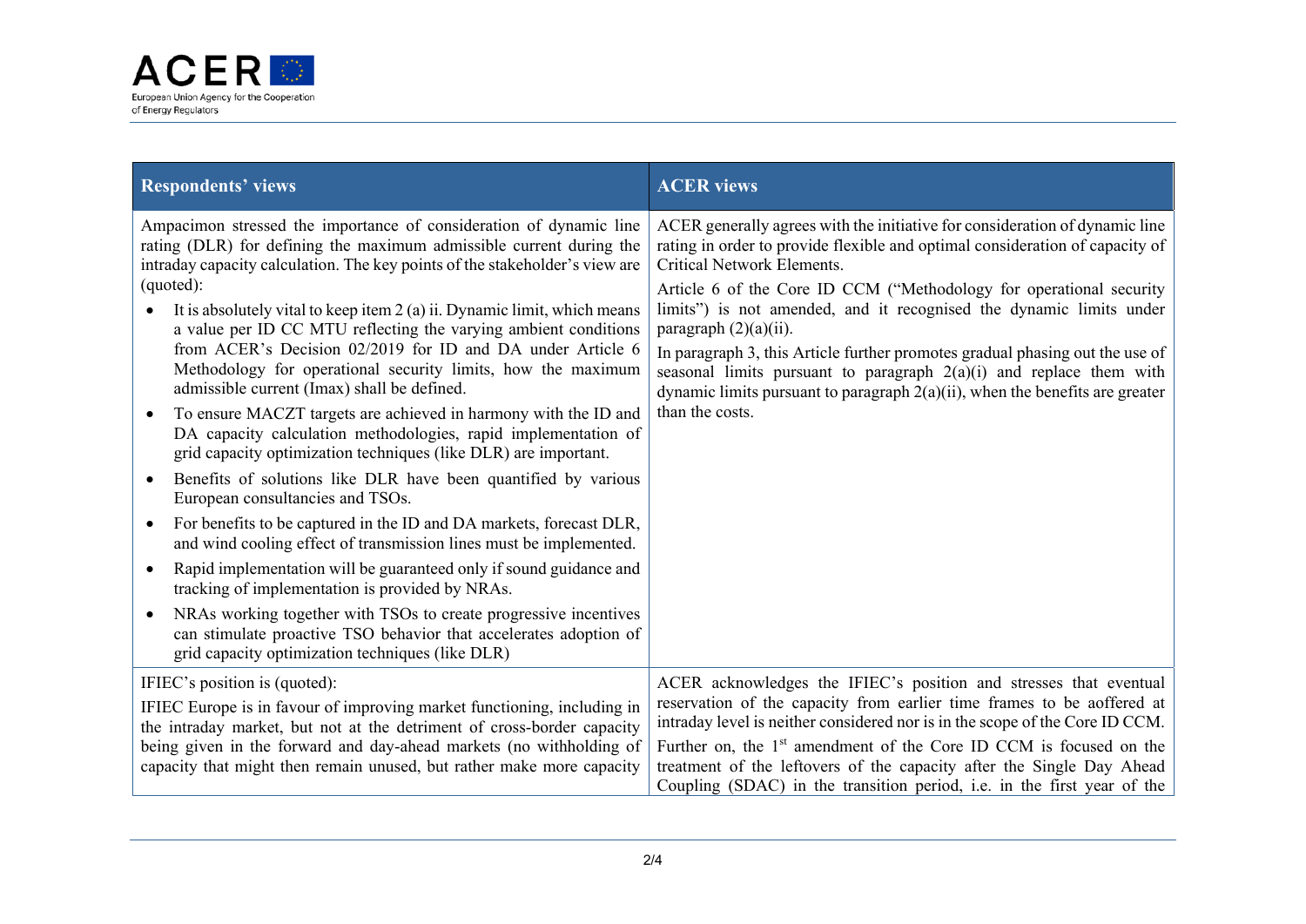| Respondents' views | ACER views |
|---|---|
| Ampacimon stressed the importance of consideration of dynamic line rating (DLR) for defining the maximum admissible current during the intraday capacity calculation. The key points of the stakeholder's view are (quoted):<br>• It is absolutely vital to keep item 2 (a) ii. Dynamic limit, which means a value per ID CC MTU reflecting the varying ambient conditions from ACER's Decision 02/2019 for ID and DA under Article 6 Methodology for operational security limits, how the maximum admissible current (Imax) shall be defined.<br>• To ensure MACZT targets are achieved in harmony with the ID and DA capacity calculation methodologies, rapid implementation of grid capacity optimization techniques (like DLR) are important.<br>• Benefits of solutions like DLR have been quantified by various European consultancies and TSOs.<br>• For benefits to be captured in the ID and DA markets, forecast DLR, and wind cooling effect of transmission lines must be implemented.<br>• Rapid implementation will be guaranteed only if sound guidance and tracking of implementation is provided by NRAs.<br>• NRAs working together with TSOs to create progressive incentives can stimulate proactive TSO behavior that accelerates adoption of grid capacity optimization techniques (like DLR) | ACER generally agrees with the initiative for consideration of dynamic line rating in order to provide flexible and optimal consideration of capacity of Critical Network Elements.<br>Article 6 of the Core ID CCM ("Methodology for operational security limits") is not amended, and it recognised the dynamic limits under paragraph (2)(a)(ii).<br>In paragraph 3, this Article further promotes gradual phasing out the use of seasonal limits pursuant to paragraph 2(a)(i) and replace them with dynamic limits pursuant to paragraph 2(a)(ii), when the benefits are greater than the costs. |
| IFIEC's position is (quoted):<br>IFIEC Europe is in favour of improving market functioning, including in the intraday market, but not at the detriment of cross-border capacity being given in the forward and day-ahead markets (no withholding of capacity that might then remain unused, but rather make more capacity | ACER acknowledges the IFIEC's position and stresses that eventual reservation of the capacity from earlier time frames to be aoffered at intraday level is neither considered nor is in the scope of the Core ID CCM.<br>Further on, the 1st amendment of the Core ID CCM is focused on the treatment of the leftovers of the capacity after the Single Day Ahead Coupling (SDAC) in the transition period, i.e. in the first year of the |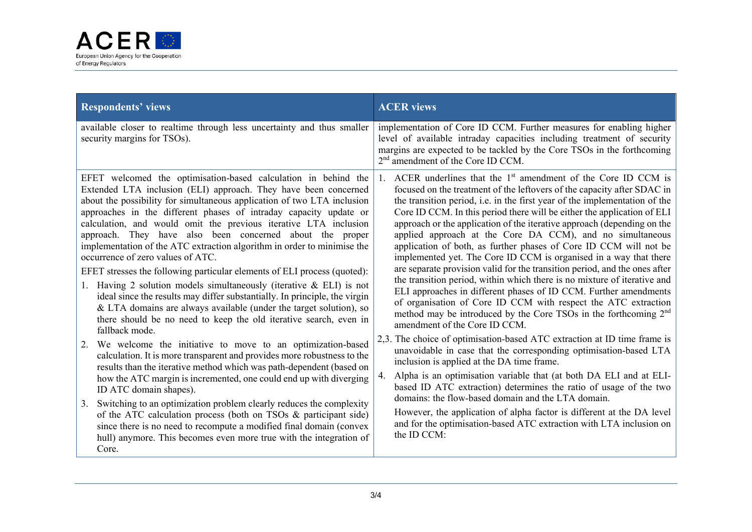| Respondents' views | ACER views |
|---|---|
| available closer to realtime through less uncertainty and thus smaller security margins for TSOs). | implementation of Core ID CCM. Further measures for enabling higher level of available intraday capacities including treatment of security margins are expected to be tackled by the Core TSOs in the forthcoming 2nd amendment of the Core ID CCM. |
| EFET welcomed the optimisation-based calculation in behind the Extended LTA inclusion (ELI) approach. They have been concerned about the possibility for simultaneous application of two LTA inclusion approaches in the different phases of intraday capacity update or calculation, and would omit the previous iterative LTA inclusion approach. They have also been concerned about the proper implementation of the ATC extraction algorithm in order to minimise the occurrence of zero values of ATC.<br><br>EFET stresses the following particular elements of ELI process (quoted):<br><br>1. Having 2 solution models simultaneously (iterative & ELI) is not ideal since the results may differ substantially. In principle, the virgin & LTA domains are always available (under the target solution), so there should be no need to keep the old iterative search, even in fallback mode.<br>2. We welcome the initiative to move to an optimization-based calculation. It is more transparent and provides more robustness to the results than the iterative method which was path-dependent (based on how the ATC margin is incremented, one could end up with diverging ID ATC domain shapes).<br>3. Switching to an optimization problem clearly reduces the complexity of the ATC calculation process (both on TSOs & participant side) since there is no need to recompute a modified final domain (convex hull) anymore. This becomes even more true with the integration of Core. | 1. ACER underlines that the 1st amendment of the Core ID CCM is focused on the treatment of the leftovers of the capacity after SDAC in the transition period, i.e. in the first year of the implementation of the Core ID CCM. In this period there will be either the application of ELI approach or the application of the iterative approach (depending on the applied approach at the Core DA CCM), and no simultaneous application of both, as further phases of Core ID CCM will not be implemented yet. The Core ID CCM is organised in a way that there are separate provision valid for the transition period, and the ones after the transition period, within which there is no mixture of iterative and ELI approaches in different phases of ID CCM. Further amendments of organisation of Core ID CCM with respect the ATC extraction method may be introduced by the Core TSOs in the forthcoming 2nd amendment of the Core ID CCM.<br><br>2,3. The choice of optimisation-based ATC extraction at ID time frame is unavoidable in case that the corresponding optimisation-based LTA inclusion is applied at the DA time frame.<br><br>4. Alpha is an optimisation variable that (at both DA ELI and at ELI-based ID ATC extraction) determines the ratio of usage of the two domains: the flow-based domain and the LTA domain.<br><br>However, the application of alpha factor is different at the DA level and for the optimisation-based ATC extraction with LTA inclusion on the ID CCM: |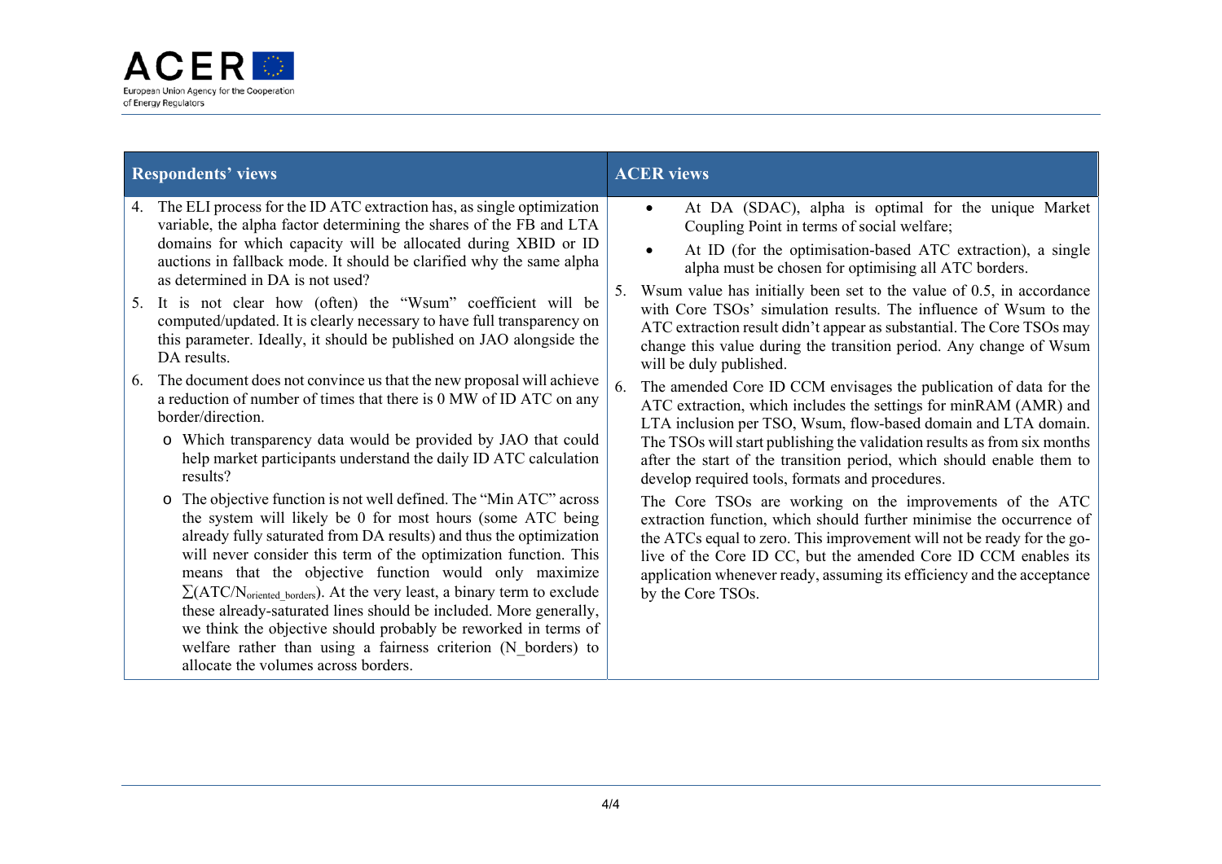| Respondents' views | ACER views |
|---|---|
| 4. The ELI process for the ID ATC extraction has, as single optimization variable, the alpha factor determining the shares of the FB and LTA domains for which capacity will be allocated during XBID or ID auctions in fallback mode. It should be clarified why the same alpha as determined in DA is not used?<br>5. It is not clear how (often) the "Wsum" coefficient will be computed/updated. It is clearly necessary to have full transparency on this parameter. Ideally, it should be published on JAO alongside the DA results.<br>6. The document does not convince us that the new proposal will achieve a reduction of number of times that there is 0 MW of ID ATC on any border/direction.<br>o Which transparency data would be provided by JAO that could help market participants understand the daily ID ATC calculation results?<br>o The objective function is not well defined. The "Min ATC" across the system will likely be 0 for most hours (some ATC being already fully saturated from DA results) and thus the optimization will never consider this term of the optimization function. This means that the objective function would only maximize $\sum(ATC/N_{oriented\_borders})$. At the very least, a binary term to exclude these already-saturated lines should be included. More generally, we think the objective should probably be reworked in terms of welfare rather than using a fairness criterion (N_borders) to allocate the volumes across borders. | • At DA (SDAC), alpha is optimal for the unique Market Coupling Point in terms of social welfare;<br>• At ID (for the optimisation-based ATC extraction), a single alpha must be chosen for optimising all ATC borders.<br>5. Wsum value has initially been set to the value of 0.5, in accordance with Core TSOs' simulation results. The influence of Wsum to the ATC extraction result didn't appear as substantial. The Core TSOs may change this value during the transition period. Any change of Wsum will be duly published.<br>6. The amended Core ID CCM envisages the publication of data for the ATC extraction, which includes the settings for minRAM (AMR) and LTA inclusion per TSO, Wsum, flow-based domain and LTA domain. The TSOs will start publishing the validation results as from six months after the start of the transition period, which should enable them to develop required tools, formats and procedures.<br>The Core TSOs are working on the improvements of the ATC extraction function, which should further minimise the occurrence of the ATCs equal to zero. This improvement will not be ready for the go-live of the Core ID CC, but the amended Core ID CCM enables its application whenever ready, assuming its efficiency and the acceptance by the Core TSOs. |